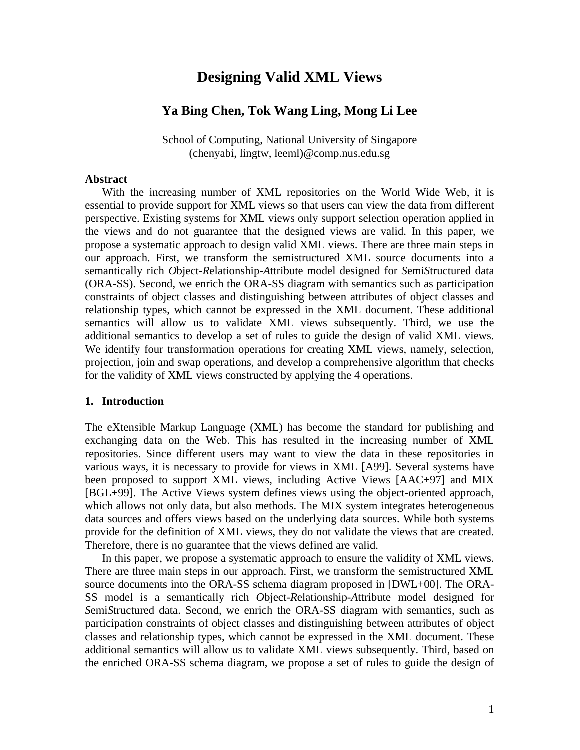# Designing Valid XML Views

### Ya Bing Chen, Tok Wang Ling, Mong Li Lee

School of Computing, National University of Singapore
(chenyabi, lingtw, leeml)@comp.nus.edu.sg

**Abstract**

With the increasing number of XML repositories on the World Wide Web, it is essential to provide support for XML views so that users can view the data from different perspective. Existing systems for XML views only support selection operation applied in the views and do not guarantee that the designed views are valid. In this paper, we propose a systematic approach to design valid XML views. There are three main steps in our approach. First, we transform the semistructured XML source documents into a semantically rich *O*bject-*R*elationship-*A*ttribute model designed for *S*emi*S*tructured data (ORA-SS). Second, we enrich the ORA-SS diagram with semantics such as participation constraints of object classes and distinguishing between attributes of object classes and relationship types, which cannot be expressed in the XML document. These additional semantics will allow us to validate XML views subsequently. Third, we use the additional semantics to develop a set of rules to guide the design of valid XML views. We identify four transformation operations for creating XML views, namely, selection, projection, join and swap operations, and develop a comprehensive algorithm that checks for the validity of XML views constructed by applying the 4 operations.

## 1. Introduction

The eXtensible Markup Language (XML) has become the standard for publishing and exchanging data on the Web. This has resulted in the increasing number of XML repositories. Since different users may want to view the data in these repositories in various ways, it is necessary to provide for views in XML [A99]. Several systems have been proposed to support XML views, including Active Views [AAC+97] and MIX [BGL+99]. The Active Views system defines views using the object-oriented approach, which allows not only data, but also methods. The MIX system integrates heterogeneous data sources and offers views based on the underlying data sources. While both systems provide for the definition of XML views, they do not validate the views that are created. Therefore, there is no guarantee that the views defined are valid.

In this paper, we propose a systematic approach to ensure the validity of XML views. There are three main steps in our approach. First, we transform the semistructured XML source documents into the ORA-SS schema diagram proposed in [DWL+00]. The ORA-SS model is a semantically rich *O*bject-*R*elationship-*A*ttribute model designed for *S*emi*S*tructured data. Second, we enrich the ORA-SS diagram with semantics, such as participation constraints of object classes and distinguishing between attributes of object classes and relationship types, which cannot be expressed in the XML document. These additional semantics will allow us to validate XML views subsequently. Third, based on the enriched ORA-SS schema diagram, we propose a set of rules to guide the design of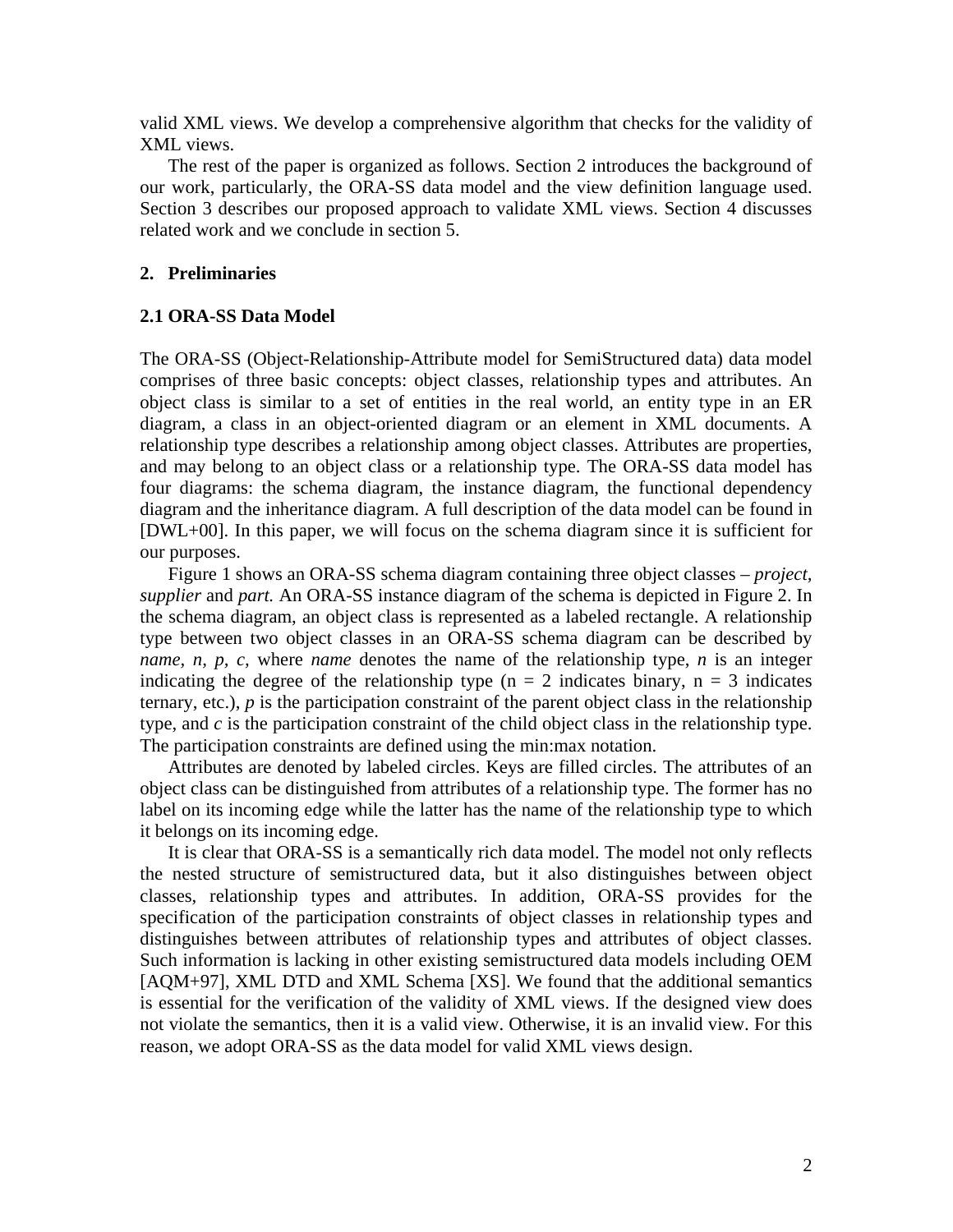valid XML views. We develop a comprehensive algorithm that checks for the validity of XML views.

The rest of the paper is organized as follows. Section 2 introduces the background of our work, particularly, the ORA-SS data model and the view definition language used. Section 3 describes our proposed approach to validate XML views. Section 4 discusses related work and we conclude in section 5.

## 2. Preliminaries

### 2.1 ORA-SS Data Model

The ORA-SS (Object-Relationship-Attribute model for SemiStructured data) data model comprises of three basic concepts: object classes, relationship types and attributes. An object class is similar to a set of entities in the real world, an entity type in an ER diagram, a class in an object-oriented diagram or an element in XML documents. A relationship type describes a relationship among object classes. Attributes are properties, and may belong to an object class or a relationship type. The ORA-SS data model has four diagrams: the schema diagram, the instance diagram, the functional dependency diagram and the inheritance diagram. A full description of the data model can be found in [DWL+00]. In this paper, we will focus on the schema diagram since it is sufficient for our purposes.

Figure 1 shows an ORA-SS schema diagram containing three object classes – *project, supplier* and *part.* An ORA-SS instance diagram of the schema is depicted in Figure 2. In the schema diagram, an object class is represented as a labeled rectangle. A relationship type between two object classes in an ORA-SS schema diagram can be described by *name, n, p, c,* where *name* denotes the name of the relationship type, *n* is an integer indicating the degree of the relationship type (n = 2 indicates binary, n = 3 indicates ternary, etc.), *p* is the participation constraint of the parent object class in the relationship type, and *c* is the participation constraint of the child object class in the relationship type. The participation constraints are defined using the min:max notation.

Attributes are denoted by labeled circles. Keys are filled circles. The attributes of an object class can be distinguished from attributes of a relationship type. The former has no label on its incoming edge while the latter has the name of the relationship type to which it belongs on its incoming edge.

It is clear that ORA-SS is a semantically rich data model. The model not only reflects the nested structure of semistructured data, but it also distinguishes between object classes, relationship types and attributes. In addition, ORA-SS provides for the specification of the participation constraints of object classes in relationship types and distinguishes between attributes of relationship types and attributes of object classes. Such information is lacking in other existing semistructured data models including OEM [AQM+97], XML DTD and XML Schema [XS]. We found that the additional semantics is essential for the verification of the validity of XML views. If the designed view does not violate the semantics, then it is a valid view. Otherwise, it is an invalid view. For this reason, we adopt ORA-SS as the data model for valid XML views design.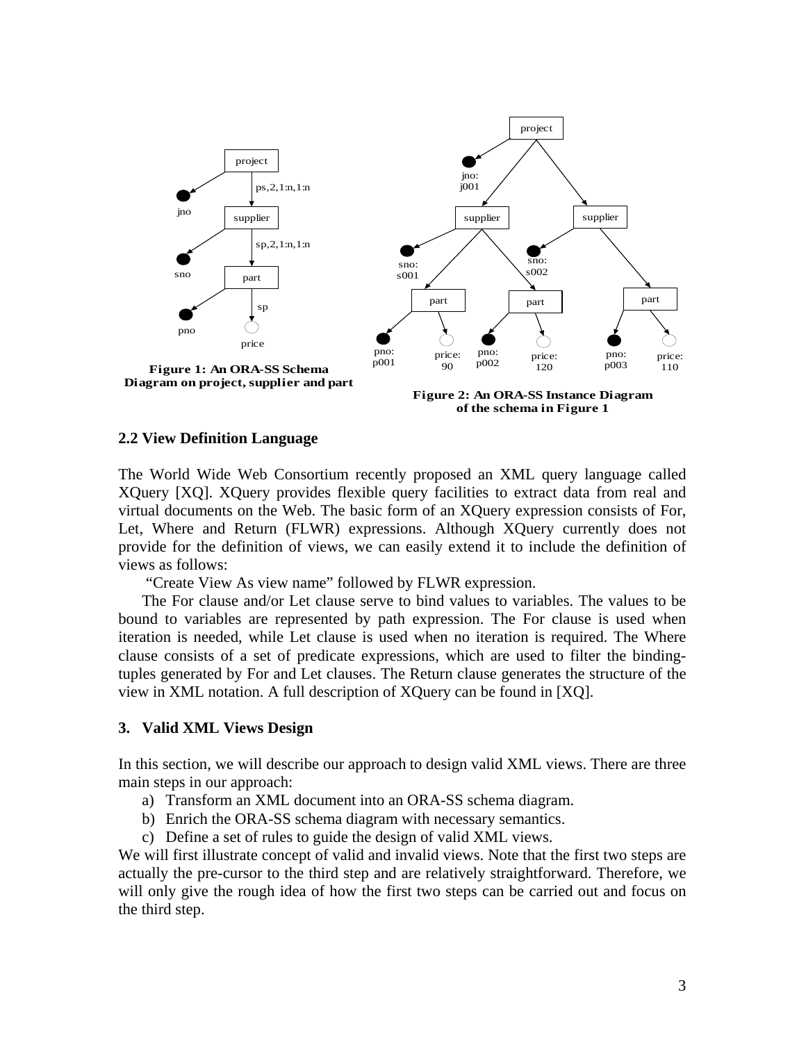Figure 1: An ORA-SS Schema Diagram on project, supplier and part

Figure 2: An ORA-SS Instance Diagram of the schema in Figure 1

### 2.2 View Definition Language

The World Wide Web Consortium recently proposed an XML query language called XQuery [XQ]. XQuery provides flexible query facilities to extract data from real and virtual documents on the Web. The basic form of an XQuery expression consists of For, Let, Where and Return (FLWR) expressions. Although XQuery currently does not provide for the definition of views, we can easily extend it to include the definition of views as follows:

"Create View As view name" followed by FLWR expression.

The For clause and/or Let clause serve to bind values to variables. The values to be bound to variables are represented by path expression. The For clause is used when iteration is needed, while Let clause is used when no iteration is required. The Where clause consists of a set of predicate expressions, which are used to filter the binding-tuples generated by For and Let clauses. The Return clause generates the structure of the view in XML notation. A full description of XQuery can be found in [XQ].

## 3. Valid XML Views Design

In this section, we will describe our approach to design valid XML views. There are three main steps in our approach:

a) Transform an XML document into an ORA-SS schema diagram.
b) Enrich the ORA-SS schema diagram with necessary semantics.
c) Define a set of rules to guide the design of valid XML views.

We will first illustrate concept of valid and invalid views. Note that the first two steps are actually the pre-cursor to the third step and are relatively straightforward. Therefore, we will only give the rough idea of how the first two steps can be carried out and focus on the third step.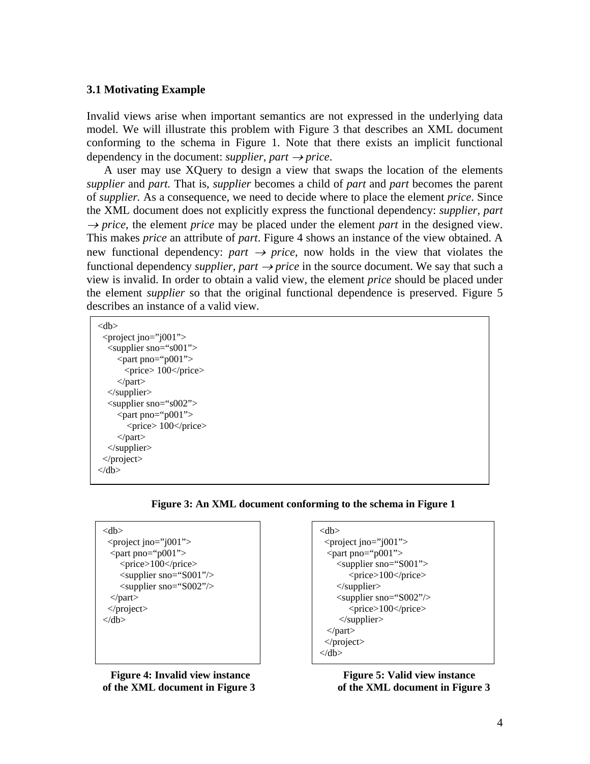### 3.1 Motivating Example

Invalid views arise when important semantics are not expressed in the underlying data model. We will illustrate this problem with Figure 3 that describes an XML document conforming to the schema in Figure 1. Note that there exists an implicit functional dependency in the document: *supplier, part* $\rightarrow$ *price*.

A user may use XQuery to design a view that swaps the location of the elements *supplier* and *part.* That is, *supplier* becomes a child of *part* and *part* becomes the parent of *supplier.* As a consequence, we need to decide where to place the element *price*. Since the XML document does not explicitly express the functional dependency: *supplier, part* $\rightarrow$ *price*, the element *price* may be placed under the element *part* in the designed view. This makes *price* an attribute of *part*. Figure 4 shows an instance of the view obtained. A new functional dependency: *part* $\rightarrow$ *price*, now holds in the view that violates the functional dependency *supplier, part* $\rightarrow$ *price* in the source document. We say that such a view is invalid. In order to obtain a valid view, the element *price* should be placed under the element *supplier* so that the original functional dependence is preserved. Figure 5 describes an instance of a valid view.

```
<db>
 <project jno="j001">
  <supplier sno="s001">
     <part pno="p001">
       <price> 100</price>
     </part>
  </supplier>
  <supplier sno="s002">
     <part pno="p001">
        <price> 100</price>
     </part>
  </supplier>
 </project>
</db>
```

**Figure 3: An XML document conforming to the schema in Figure 1**

```
<db>
 <project jno="j001">
  <part pno="p001">
     <price>100</price>
     <supplier sno="S001"/>
     <supplier sno="S002"/>
  </part>
 </project>
</db>
```

**Figure 4: Invalid view instance of the XML document in Figure 3**

```
<db>
 <project jno="j001">
  <part pno="p001">
     <supplier sno="S001">
        <price>100</price>
     </supplier>
     <supplier sno="S002"/>
        <price>100</price>
      </supplier>
  </part>
 </project>
</db>
```

**Figure 5: Valid view instance of the XML document in Figure 3**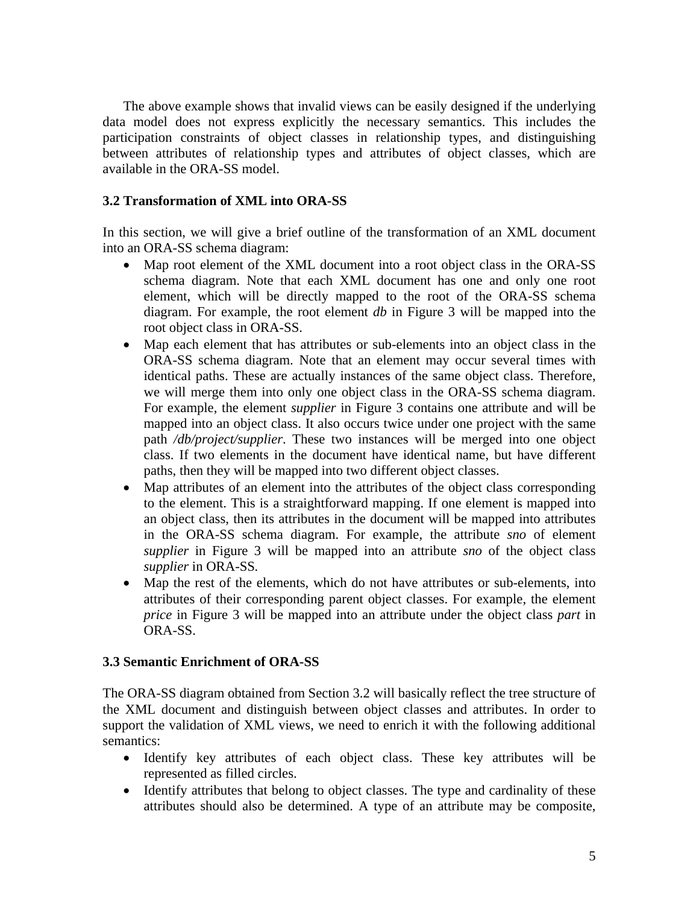The above example shows that invalid views can be easily designed if the underlying data model does not express explicitly the necessary semantics. This includes the participation constraints of object classes in relationship types, and distinguishing between attributes of relationship types and attributes of object classes, which are available in the ORA-SS model.

### 3.2 Transformation of XML into ORA-SS

In this section, we will give a brief outline of the transformation of an XML document into an ORA-SS schema diagram:

- Map root element of the XML document into a root object class in the ORA-SS schema diagram. Note that each XML document has one and only one root element, which will be directly mapped to the root of the ORA-SS schema diagram. For example, the root element *db* in Figure 3 will be mapped into the root object class in ORA-SS.
- Map each element that has attributes or sub-elements into an object class in the ORA-SS schema diagram. Note that an element may occur several times with identical paths. These are actually instances of the same object class. Therefore, we will merge them into only one object class in the ORA-SS schema diagram. For example, the element *supplier* in Figure 3 contains one attribute and will be mapped into an object class. It also occurs twice under one project with the same path */db/project/supplier*. These two instances will be merged into one object class. If two elements in the document have identical name, but have different paths, then they will be mapped into two different object classes.
- Map attributes of an element into the attributes of the object class corresponding to the element. This is a straightforward mapping. If one element is mapped into an object class, then its attributes in the document will be mapped into attributes in the ORA-SS schema diagram. For example, the attribute *sno* of element *supplier* in Figure 3 will be mapped into an attribute *sno* of the object class *supplier* in ORA-SS.
- Map the rest of the elements, which do not have attributes or sub-elements, into attributes of their corresponding parent object classes. For example, the element *price* in Figure 3 will be mapped into an attribute under the object class *part* in ORA-SS.

### 3.3 Semantic Enrichment of ORA-SS

The ORA-SS diagram obtained from Section 3.2 will basically reflect the tree structure of the XML document and distinguish between object classes and attributes. In order to support the validation of XML views, we need to enrich it with the following additional semantics:

- Identify key attributes of each object class. These key attributes will be represented as filled circles.
- Identify attributes that belong to object classes. The type and cardinality of these attributes should also be determined. A type of an attribute may be composite,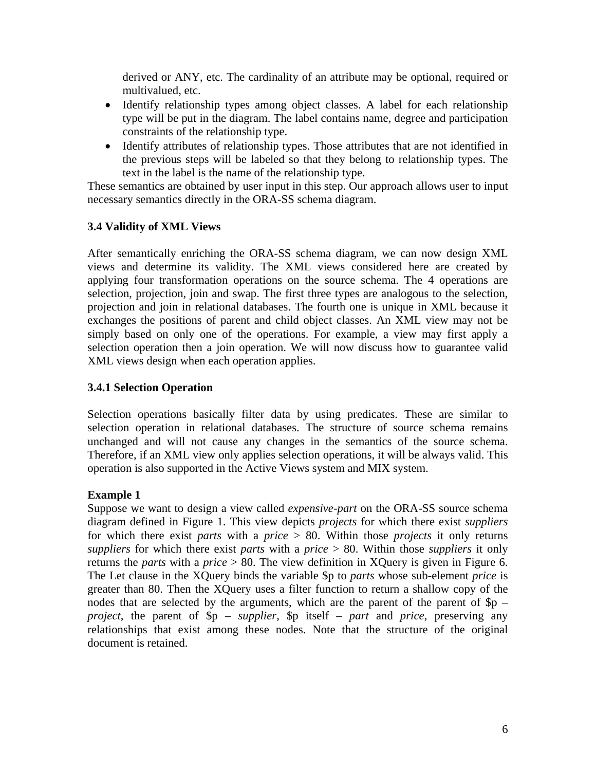derived or ANY, etc. The cardinality of an attribute may be optional, required or multivalued, etc.

- Identify relationship types among object classes. A label for each relationship type will be put in the diagram. The label contains name, degree and participation constraints of the relationship type.
- Identify attributes of relationship types. Those attributes that are not identified in the previous steps will be labeled so that they belong to relationship types. The text in the label is the name of the relationship type.

These semantics are obtained by user input in this step. Our approach allows user to input necessary semantics directly in the ORA-SS schema diagram.

### 3.4 Validity of XML Views

After semantically enriching the ORA-SS schema diagram, we can now design XML views and determine its validity. The XML views considered here are created by applying four transformation operations on the source schema. The 4 operations are selection, projection, join and swap. The first three types are analogous to the selection, projection and join in relational databases. The fourth one is unique in XML because it exchanges the positions of parent and child object classes. An XML view may not be simply based on only one of the operations. For example, a view may first apply a selection operation then a join operation. We will now discuss how to guarantee valid XML views design when each operation applies.

#### 3.4.1 Selection Operation

Selection operations basically filter data by using predicates. These are similar to selection operation in relational databases. The structure of source schema remains unchanged and will not cause any changes in the semantics of the source schema. Therefore, if an XML view only applies selection operations, it will be always valid. This operation is also supported in the Active Views system and MIX system.

**Example 1**

Suppose we want to design a view called *expensive-part* on the ORA-SS source schema diagram defined in Figure 1. This view depicts *projects* for which there exist *suppliers* for which there exist *parts* with a *price* > 80. Within those *projects* it only returns *suppliers* for which there exist *parts* with a *price* > 80. Within those *suppliers* it only returns the *parts* with a *price* > 80. The view definition in XQuery is given in Figure 6. The Let clause in the XQuery binds the variable $p to *parts* whose sub-element *price* is greater than 80. Then the XQuery uses a filter function to return a shallow copy of the nodes that are selected by the arguments, which are the parent of the parent of $p – *project*, the parent of $p – *supplier*, $p itself – *part* and *price*, preserving any relationships that exist among these nodes. Note that the structure of the original document is retained.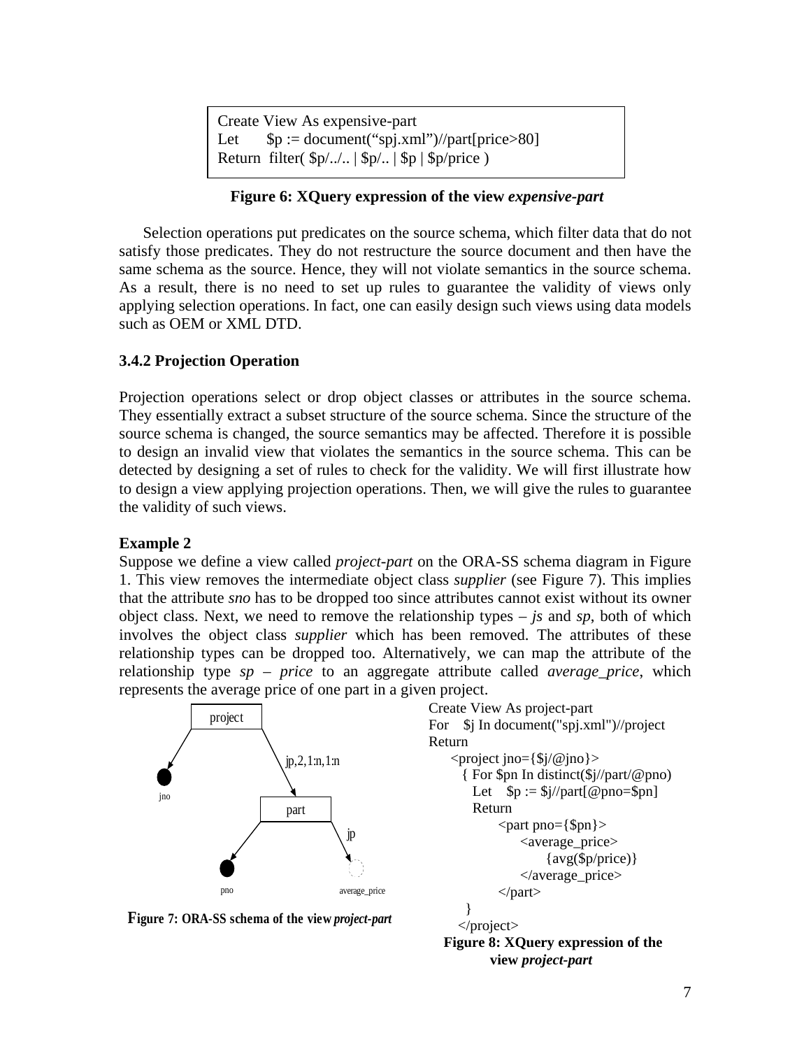```
Create View As expensive-part
Let      $p := document("spj.xml")//part[price>80]
Return  filter( $p/../.. | $p/.. | $p | $p/price )
```

**Figure 6: XQuery expression of the view *expensive-part***

Selection operations put predicates on the source schema, which filter data that do not satisfy those predicates. They do not restructure the source document and then have the same schema as the source. Hence, they will not violate semantics in the source schema. As a result, there is no need to set up rules to guarantee the validity of views only applying selection operations. In fact, one can easily design such views using data models such as OEM or XML DTD.

### 3.4.2 Projection Operation

Projection operations select or drop object classes or attributes in the source schema. They essentially extract a subset structure of the source schema. Since the structure of the source schema is changed, the source semantics may be affected. Therefore it is possible to design an invalid view that violates the semantics in the source schema. This can be detected by designing a set of rules to check for the validity. We will first illustrate how to design a view applying projection operations. Then, we will give the rules to guarantee the validity of such views.

**Example 2**

Suppose we define a view called *project-part* on the ORA-SS schema diagram in Figure 1. This view removes the intermediate object class *supplier* (see Figure 7). This implies that the attribute *sno* has to be dropped too since attributes cannot exist without its owner object class. Next, we need to remove the relationship types – *js* and *sp*, both of which involves the object class *supplier* which has been removed. The attributes of these relationship types can be dropped too. Alternatively, we can map the attribute of the relationship type *sp* – *price* to an aggregate attribute called *average_price*, which represents the average price of one part in a given project.

**Figure 7: ORA-SS schema of the view *project-part***

```
Create View As project-part
For    $j In document("spj.xml")//project
Return
    <project jno={$j/@jno}>
      { For $pn In distinct($j//part/@pno)
        Let    $p := $j//part[@pno=$pn]
        Return
            <part pno={$pn}>
                <average_price>
                    {avg($p/price)}
                </average_price>
            </part>
      }
    </project>
```

**Figure 8: XQuery expression of the view *project-part***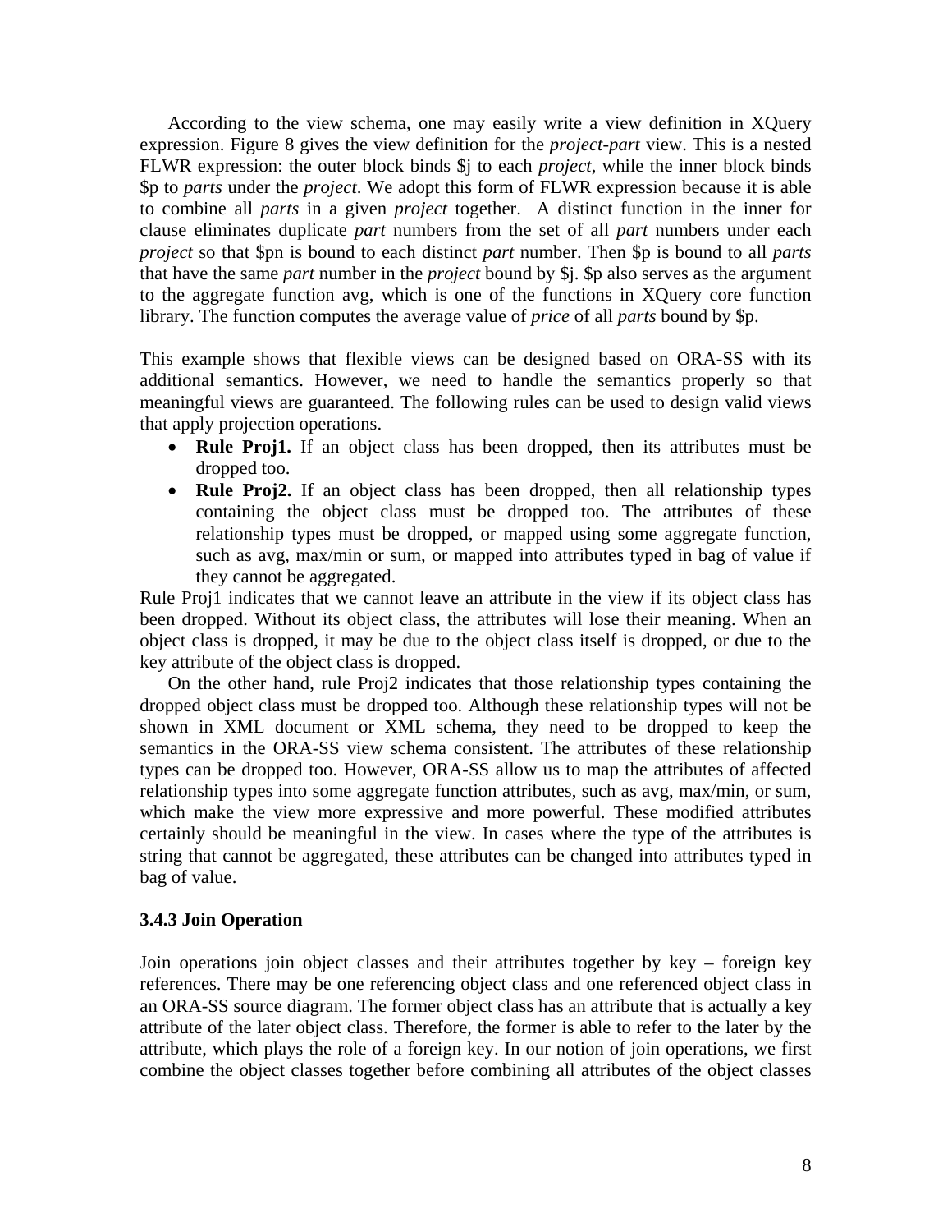According to the view schema, one may easily write a view definition in XQuery expression. Figure 8 gives the view definition for the *project-part* view. This is a nested FLWR expression: the outer block binds $j to each *project*, while the inner block binds $p to *parts* under the *project*. We adopt this form of FLWR expression because it is able to combine all *parts* in a given *project* together. A distinct function in the inner for clause eliminates duplicate *part* numbers from the set of all *part* numbers under each *project* so that $pn is bound to each distinct *part* number. Then $p is bound to all *parts* that have the same *part* number in the *project* bound by $j. $p also serves as the argument to the aggregate function avg, which is one of the functions in XQuery core function library. The function computes the average value of *price* of all *parts* bound by $p.

This example shows that flexible views can be designed based on ORA-SS with its additional semantics. However, we need to handle the semantics properly so that meaningful views are guaranteed. The following rules can be used to design valid views that apply projection operations.

- **Rule Proj1.** If an object class has been dropped, then its attributes must be dropped too.
- **Rule Proj2.** If an object class has been dropped, then all relationship types containing the object class must be dropped too. The attributes of these relationship types must be dropped, or mapped using some aggregate function, such as avg, max/min or sum, or mapped into attributes typed in bag of value if they cannot be aggregated.

Rule Proj1 indicates that we cannot leave an attribute in the view if its object class has been dropped. Without its object class, the attributes will lose their meaning. When an object class is dropped, it may be due to the object class itself is dropped, or due to the key attribute of the object class is dropped.

On the other hand, rule Proj2 indicates that those relationship types containing the dropped object class must be dropped too. Although these relationship types will not be shown in XML document or XML schema, they need to be dropped to keep the semantics in the ORA-SS view schema consistent. The attributes of these relationship types can be dropped too. However, ORA-SS allow us to map the attributes of affected relationship types into some aggregate function attributes, such as avg, max/min, or sum, which make the view more expressive and more powerful. These modified attributes certainly should be meaningful in the view. In cases where the type of the attributes is string that cannot be aggregated, these attributes can be changed into attributes typed in bag of value.

### 3.4.3 Join Operation

Join operations join object classes and their attributes together by key – foreign key references. There may be one referencing object class and one referenced object class in an ORA-SS source diagram. The former object class has an attribute that is actually a key attribute of the later object class. Therefore, the former is able to refer to the later by the attribute, which plays the role of a foreign key. In our notion of join operations, we first combine the object classes together before combining all attributes of the object classes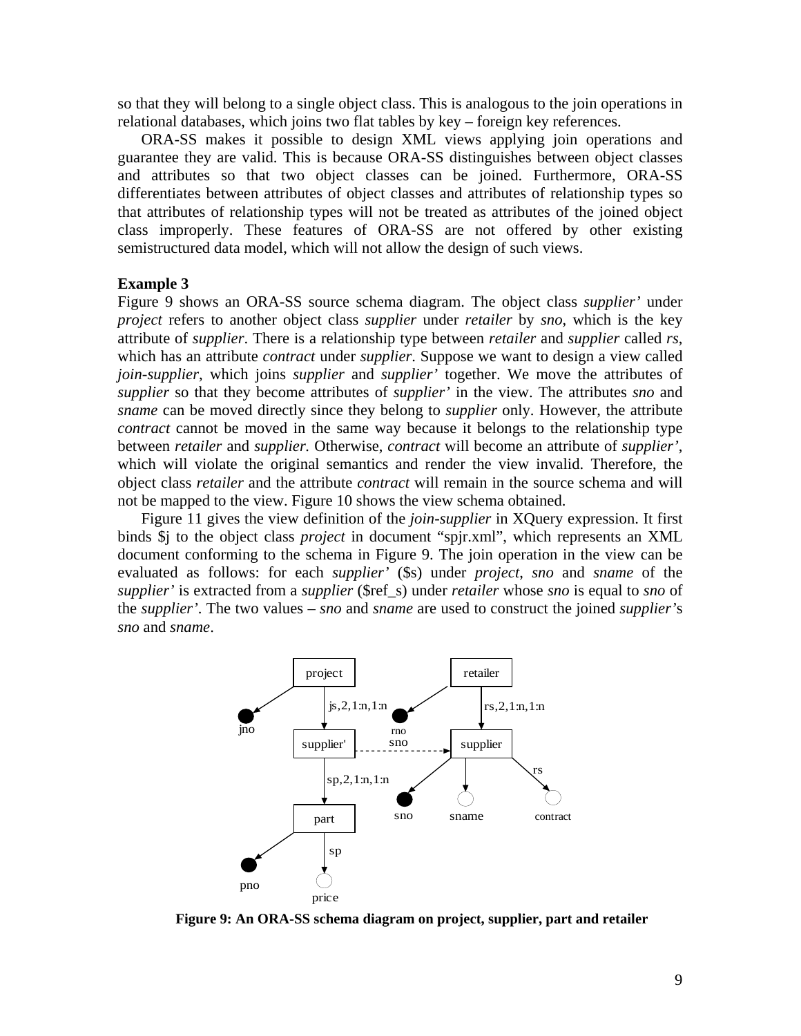so that they will belong to a single object class. This is analogous to the join operations in relational databases, which joins two flat tables by key – foreign key references.

ORA-SS makes it possible to design XML views applying join operations and guarantee they are valid. This is because ORA-SS distinguishes between object classes and attributes so that two object classes can be joined. Furthermore, ORA-SS differentiates between attributes of object classes and attributes of relationship types so that attributes of relationship types will not be treated as attributes of the joined object class improperly. These features of ORA-SS are not offered by other existing semistructured data model, which will not allow the design of such views.

**Example 3**

Figure 9 shows an ORA-SS source schema diagram. The object class *supplier'* under *project* refers to another object class *supplier* under *retailer* by *sno*, which is the key attribute of *supplier*. There is a relationship type between *retailer* and *supplier* called *rs*, which has an attribute *contract* under *supplier*. Suppose we want to design a view called *join-supplier*, which joins *supplier* and *supplier'* together. We move the attributes of *supplier* so that they become attributes of *supplier'* in the view. The attributes *sno* and *sname* can be moved directly since they belong to *supplier* only. However, the attribute *contract* cannot be moved in the same way because it belongs to the relationship type between *retailer* and *supplier.* Otherwise, *contract* will become an attribute of *supplier'*, which will violate the original semantics and render the view invalid. Therefore, the object class *retailer* and the attribute *contract* will remain in the source schema and will not be mapped to the view. Figure 10 shows the view schema obtained.

Figure 11 gives the view definition of the *join-supplier* in XQuery expression. It first binds $j to the object class *project* in document "spjr.xml", which represents an XML document conforming to the schema in Figure 9. The join operation in the view can be evaluated as follows: for each *supplier'* ($s) under *project*, *sno* and *sname* of the *supplier'* is extracted from a *supplier* ($ref_s) under *retailer* whose *sno* is equal to *sno* of the *supplier'*. The two values – *sno* and *sname* are used to construct the joined *supplier*'s *sno* and *sname*.

**Figure 9: An ORA-SS schema diagram on project, supplier, part and retailer**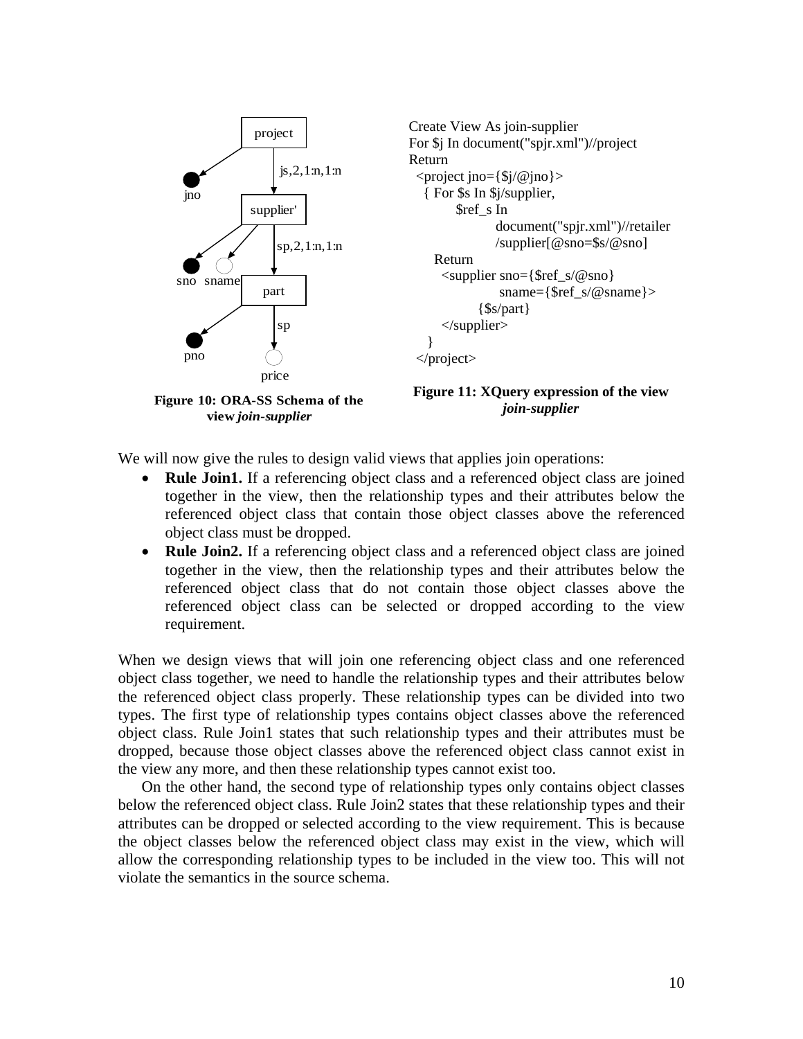Figure 10: ORA-SS Schema of the view *join-supplier*

```
Create View As join-supplier
For $j In document("spjr.xml")//project
Return
  <project jno={$j/@jno}>
   { For $s In $j/supplier,
         $ref_s In
                 document("spjr.xml")//retailer
                 /supplier[@sno=$s/@sno]
     Return
       <supplier sno={$ref_s/@sno}
                 sname={$ref_s/@sname}>
             {$s/part}
       </supplier>
   }
 </project>
```

**Figure 11: XQuery expression of the view *join-supplier***

We will now give the rules to design valid views that applies join operations:

- **Rule Join1.** If a referencing object class and a referenced object class are joined together in the view, then the relationship types and their attributes below the referenced object class that contain those object classes above the referenced object class must be dropped.
- **Rule Join2.** If a referencing object class and a referenced object class are joined together in the view, then the relationship types and their attributes below the referenced object class that do not contain those object classes above the referenced object class can be selected or dropped according to the view requirement.

When we design views that will join one referencing object class and one referenced object class together, we need to handle the relationship types and their attributes below the referenced object class properly. These relationship types can be divided into two types. The first type of relationship types contains object classes above the referenced object class. Rule Join1 states that such relationship types and their attributes must be dropped, because those object classes above the referenced object class cannot exist in the view any more, and then these relationship types cannot exist too.

On the other hand, the second type of relationship types only contains object classes below the referenced object class. Rule Join2 states that these relationship types and their attributes can be dropped or selected according to the view requirement. This is because the object classes below the referenced object class may exist in the view, which will allow the corresponding relationship types to be included in the view too. This will not violate the semantics in the source schema.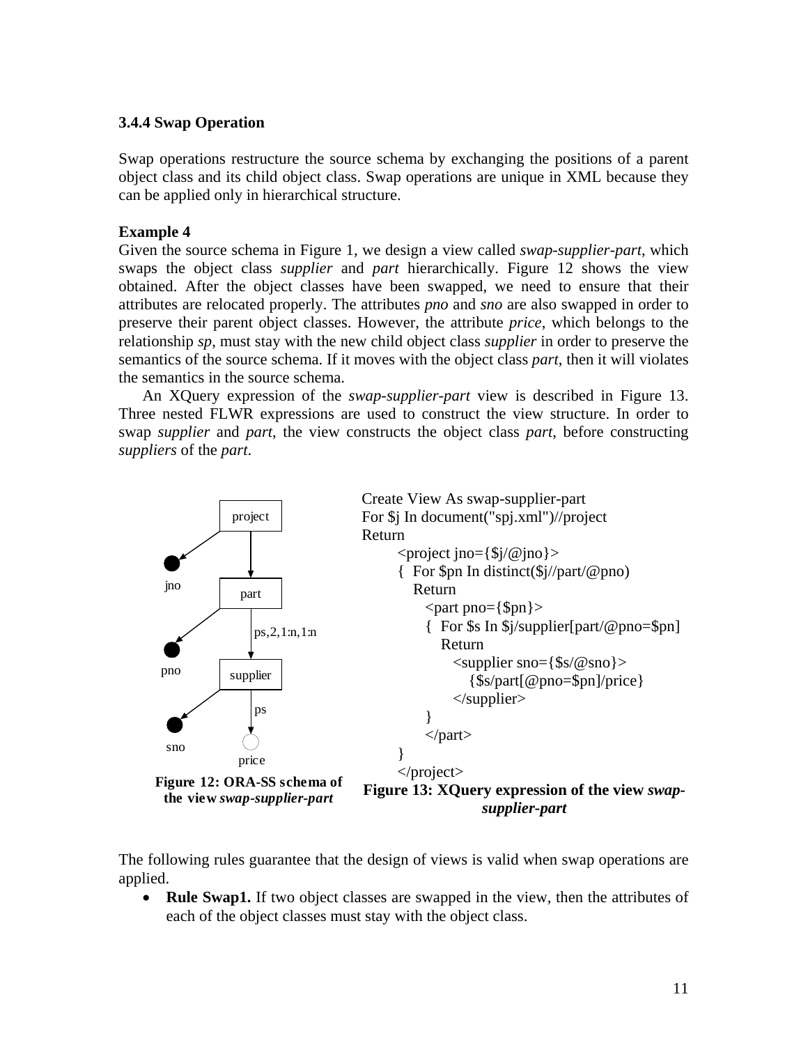### 3.4.4 Swap Operation

Swap operations restructure the source schema by exchanging the positions of a parent object class and its child object class. Swap operations are unique in XML because they can be applied only in hierarchical structure.

**Example 4**

Given the source schema in Figure 1, we design a view called *swap-supplier-part*, which swaps the object class *supplier* and *part* hierarchically. Figure 12 shows the view obtained. After the object classes have been swapped, we need to ensure that their attributes are relocated properly. The attributes *pno* and *sno* are also swapped in order to preserve their parent object classes. However, the attribute *price*, which belongs to the relationship *sp*, must stay with the new child object class *supplier* in order to preserve the semantics of the source schema. If it moves with the object class *part*, then it will violates the semantics in the source schema.

An XQuery expression of the *swap-supplier-part* view is described in Figure 13. Three nested FLWR expressions are used to construct the view structure. In order to swap *supplier* and *part*, the view constructs the object class *part*, before constructing *suppliers* of the *part*.

project, jno, part, ps,2,1:n,1:n, pno, supplier, ps, sno, price

**Figure 12: ORA-SS schema of the view *swap-supplier-part***

```
Create View As swap-supplier-part
For $j In document("spj.xml")//project
Return
      <project jno={$j/@jno}>
      {  For $pn In distinct($j//part/@pno)
         Return
           <part pno={$pn}>
           {  For $s In $j/supplier[part/@pno=$pn]
              Return
                 <supplier sno={$s/@sno}>
                    {$s/part[@pno=$pn]/price}
                 </supplier>
           }
           </part>
      }
      </project>
```

**Figure 13: XQuery expression of the view *swap-supplier-part***

The following rules guarantee that the design of views is valid when swap operations are applied.

- **Rule Swap1.** If two object classes are swapped in the view, then the attributes of each of the object classes must stay with the object class.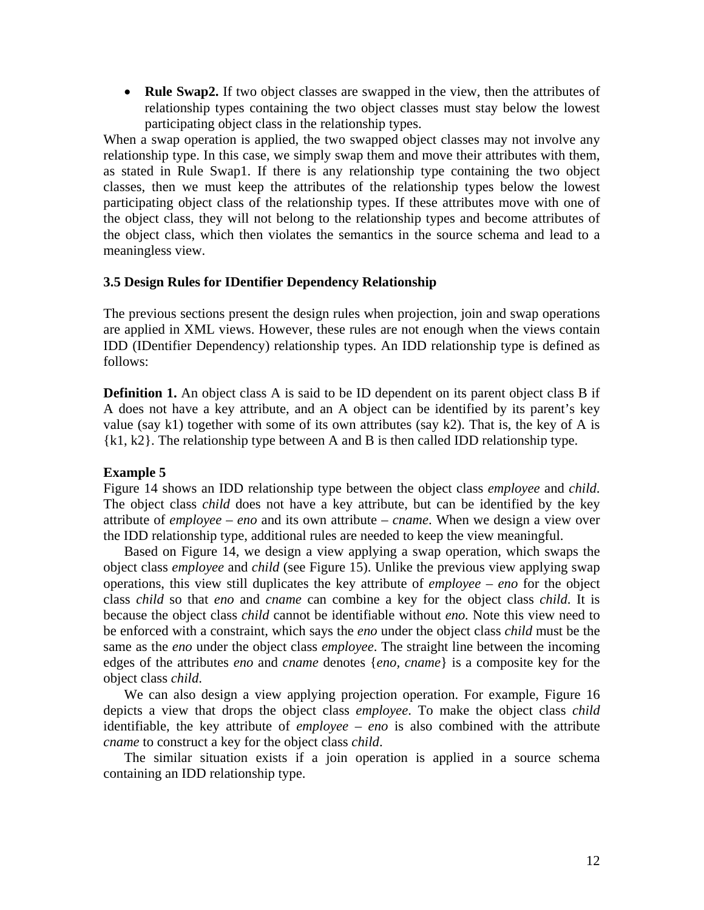- **Rule Swap2.** If two object classes are swapped in the view, then the attributes of relationship types containing the two object classes must stay below the lowest participating object class in the relationship types.

When a swap operation is applied, the two swapped object classes may not involve any relationship type. In this case, we simply swap them and move their attributes with them, as stated in Rule Swap1. If there is any relationship type containing the two object classes, then we must keep the attributes of the relationship types below the lowest participating object class of the relationship types. If these attributes move with one of the object class, they will not belong to the relationship types and become attributes of the object class, which then violates the semantics in the source schema and lead to a meaningless view.

### 3.5 Design Rules for IDentifier Dependency Relationship

The previous sections present the design rules when projection, join and swap operations are applied in XML views. However, these rules are not enough when the views contain IDD (IDentifier Dependency) relationship types. An IDD relationship type is defined as follows:

**Definition 1.** An object class A is said to be ID dependent on its parent object class B if A does not have a key attribute, and an A object can be identified by its parent's key value (say k1) together with some of its own attributes (say k2). That is, the key of A is {k1, k2}. The relationship type between A and B is then called IDD relationship type.

**Example 5**

Figure 14 shows an IDD relationship type between the object class *employee* and *child*. The object class *child* does not have a key attribute, but can be identified by the key attribute of *employee* – *eno* and its own attribute – *cname*. When we design a view over the IDD relationship type, additional rules are needed to keep the view meaningful.

Based on Figure 14, we design a view applying a swap operation, which swaps the object class *employee* and *child* (see Figure 15). Unlike the previous view applying swap operations, this view still duplicates the key attribute of *employee* – *eno* for the object class *child* so that *eno* and *cname* can combine a key for the object class *child*. It is because the object class *child* cannot be identifiable without *eno.* Note this view need to be enforced with a constraint, which says the *eno* under the object class *child* must be the same as the *eno* under the object class *employee*. The straight line between the incoming edges of the attributes *eno* and *cname* denotes {*eno, cname*} is a composite key for the object class *child*.

We can also design a view applying projection operation. For example, Figure 16 depicts a view that drops the object class *employee*. To make the object class *child* identifiable, the key attribute of *employee* – *eno* is also combined with the attribute *cname* to construct a key for the object class *child*.

The similar situation exists if a join operation is applied in a source schema containing an IDD relationship type.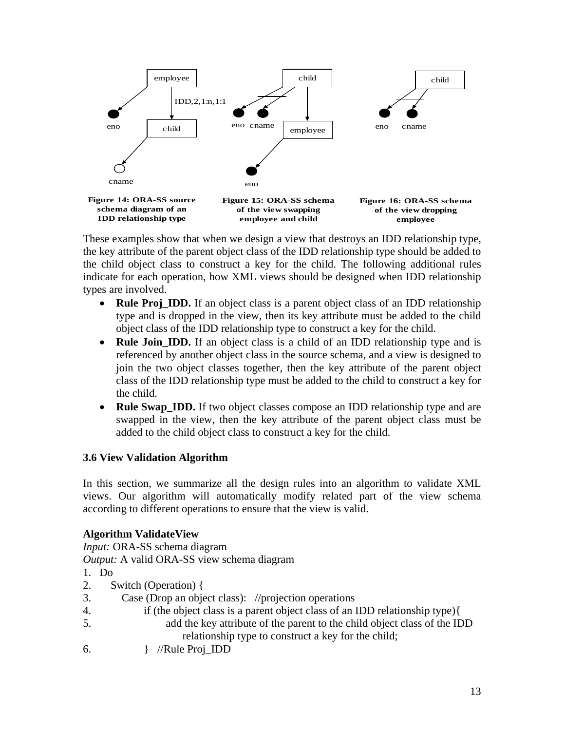Figure 14: ORA-SS source schema diagram of an IDD relationship type

Figure 15: ORA-SS schema of the view swapping employee and child

Figure 16: ORA-SS schema of the view dropping employee

These examples show that when we design a view that destroys an IDD relationship type, the key attribute of the parent object class of the IDD relationship type should be added to the child object class to construct a key for the child. The following additional rules indicate for each operation, how XML views should be designed when IDD relationship types are involved.

- **Rule Proj_IDD.** If an object class is a parent object class of an IDD relationship type and is dropped in the view, then its key attribute must be added to the child object class of the IDD relationship type to construct a key for the child.
- **Rule Join_IDD.** If an object class is a child of an IDD relationship type and is referenced by another object class in the source schema, and a view is designed to join the two object classes together, then the key attribute of the parent object class of the IDD relationship type must be added to the child to construct a key for the child.
- **Rule Swap_IDD.** If two object classes compose an IDD relationship type and are swapped in the view, then the key attribute of the parent object class must be added to the child object class to construct a key for the child.

### 3.6 View Validation Algorithm

In this section, we summarize all the design rules into an algorithm to validate XML views. Our algorithm will automatically modify related part of the view schema according to different operations to ensure that the view is valid.

**Algorithm ValidateView**

*Input:* ORA-SS schema diagram

*Output:* A valid ORA-SS view schema diagram

```
1.  Do
2.      Switch (Operation) {
3.         Case (Drop an object class):   //projection operations
4.             if (the object class is a parent object class of an IDD relationship type){
5.                  add the key attribute of the parent to the child object class of the IDD
                         relationship type to construct a key for the child;
6.             }   //Rule Proj_IDD
```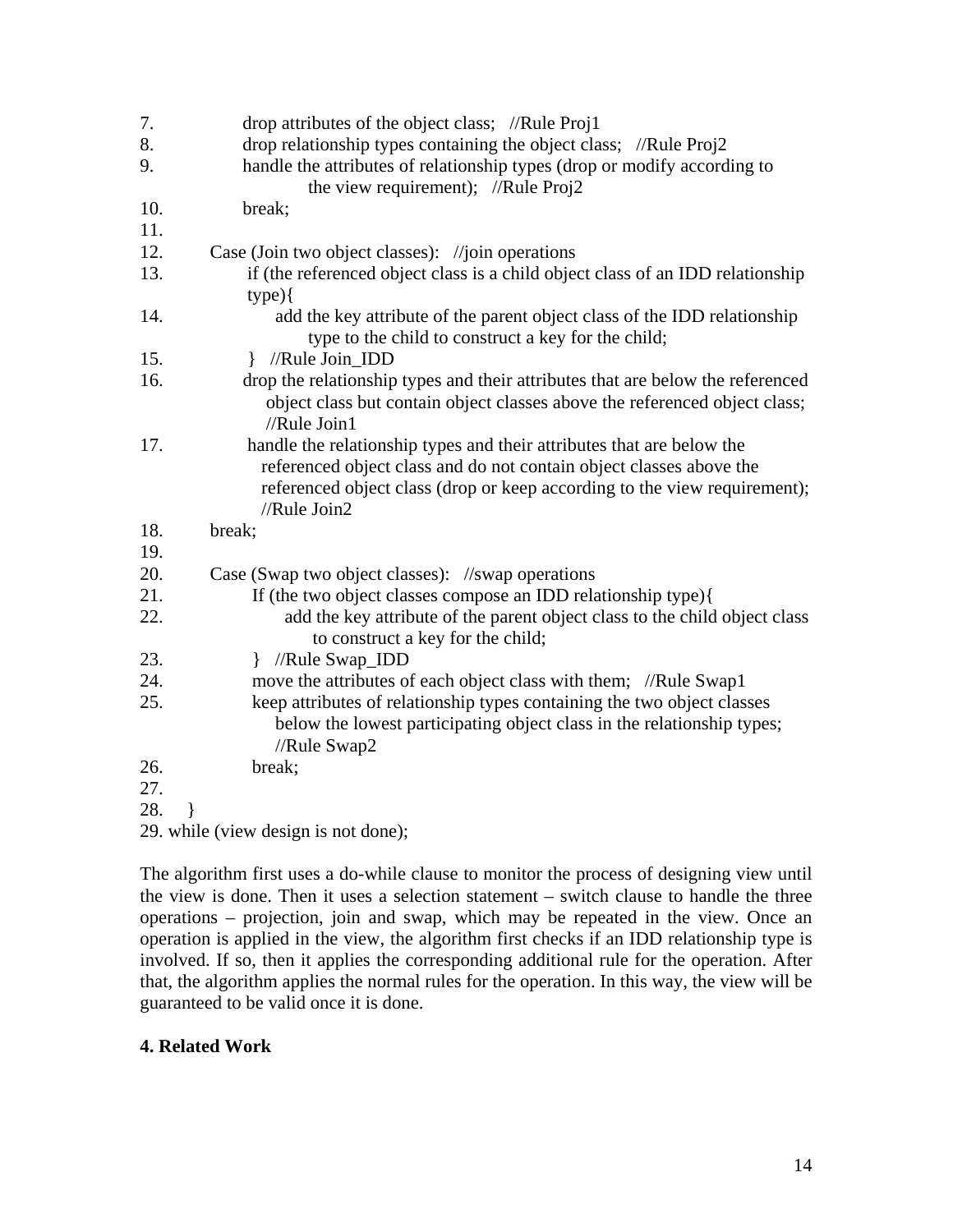```
7.              drop attributes of the object class;   //Rule Proj1
8.              drop relationship types containing the object class;   //Rule Proj2
9.              handle the attributes of relationship types (drop or modify according to
                        the view requirement);   //Rule Proj2
10.             break;
11.
12.         Case (Join two object classes):   //join operations
13.             if (the referenced object class is a child object class of an IDD relationship
                type){
14.                 add the key attribute of the parent object class of the IDD relationship
                        type to the child to construct a key for the child;
15.             }   //Rule Join_IDD
16.             drop the relationship types and their attributes that are below the referenced
                    object class but contain object classes above the referenced object class;
                    //Rule Join1
17.             handle the relationship types and their attributes that are below the
                    referenced object class and do not contain object classes above the
                    referenced object class (drop or keep according to the view requirement);
                    //Rule Join2
18.         break;
19.
20.         Case (Swap two object classes):   //swap operations
21.             If (the two object classes compose an IDD relationship type){
22.                 add the key attribute of the parent object class to the child object class
                        to construct a key for the child;
23.             }   //Rule Swap_IDD
24.             move the attributes of each object class with them;   //Rule Swap1
25.             keep attributes of relationship types containing the two object classes
                    below the lowest participating object class in the relationship types;
                    //Rule Swap2
26.             break;
27.
28.     }
29. while (view design is not done);
```

The algorithm first uses a do-while clause to monitor the process of designing view until the view is done. Then it uses a selection statement – switch clause to handle the three operations – projection, join and swap, which may be repeated in the view. Once an operation is applied in the view, the algorithm first checks if an IDD relationship type is involved. If so, then it applies the corresponding additional rule for the operation. After that, the algorithm applies the normal rules for the operation. In this way, the view will be guaranteed to be valid once it is done.

## 4. Related Work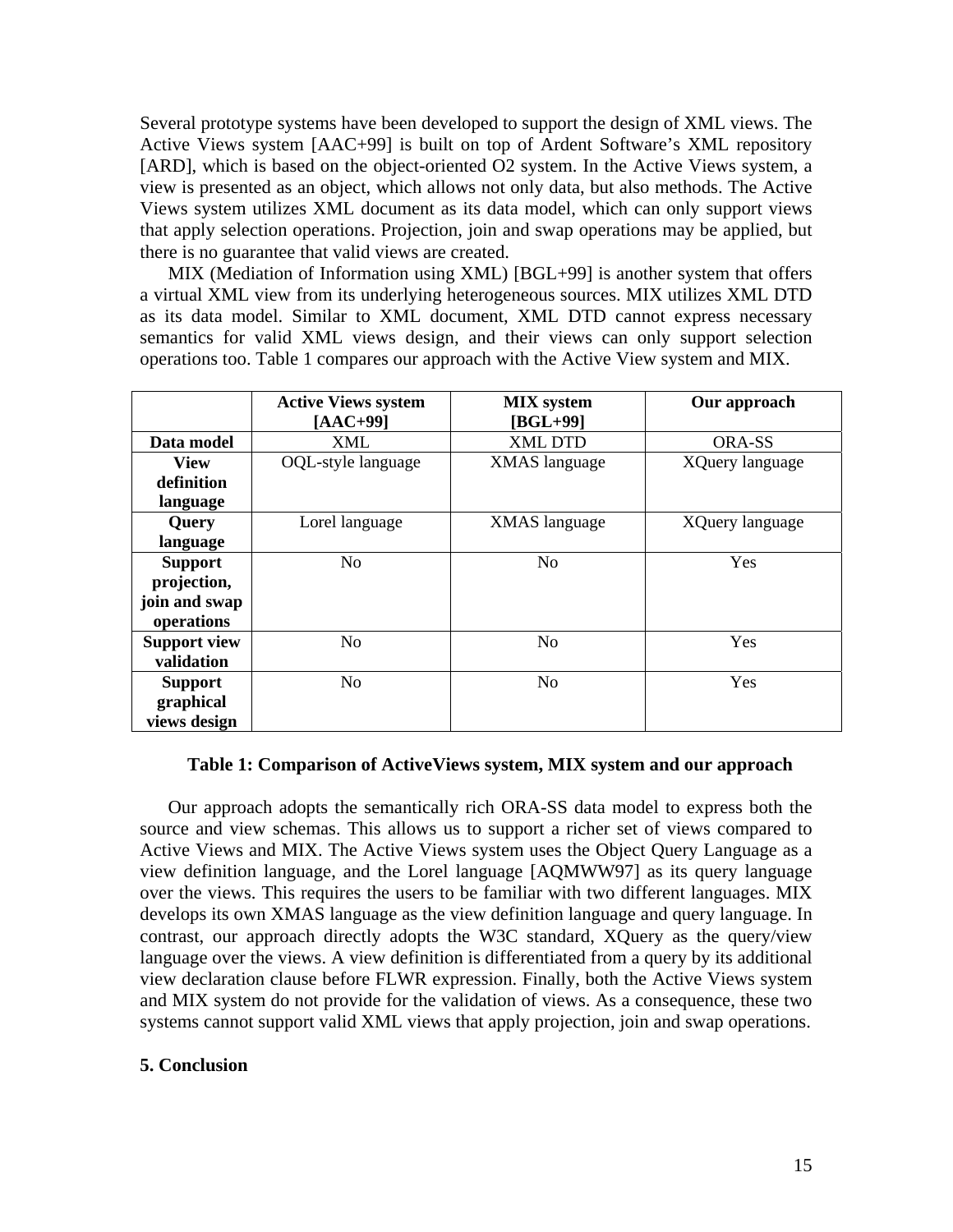Several prototype systems have been developed to support the design of XML views. The Active Views system [AAC+99] is built on top of Ardent Software's XML repository [ARD], which is based on the object-oriented O2 system. In the Active Views system, a view is presented as an object, which allows not only data, but also methods. The Active Views system utilizes XML document as its data model, which can only support views that apply selection operations. Projection, join and swap operations may be applied, but there is no guarantee that valid views are created.

MIX (Mediation of Information using XML) [BGL+99] is another system that offers a virtual XML view from its underlying heterogeneous sources. MIX utilizes XML DTD as its data model. Similar to XML document, XML DTD cannot express necessary semantics for valid XML views design, and their views can only support selection operations too. Table 1 compares our approach with the Active View system and MIX.

| | **Active Views system [AAC+99]** | **MIX system [BGL+99]** | **Our approach** |
|---|---|---|---|
| **Data model** | XML | XML DTD | ORA-SS |
| **View definition language** | OQL-style language | XMAS language | XQuery language |
| **Query language** | Lorel language | XMAS language | XQuery language |
| **Support projection, join and swap operations** | No | No | Yes |
| **Support view validation** | No | No | Yes |
| **Support graphical views design** | No | No | Yes |

**Table 1: Comparison of ActiveViews system, MIX system and our approach**

Our approach adopts the semantically rich ORA-SS data model to express both the source and view schemas. This allows us to support a richer set of views compared to Active Views and MIX. The Active Views system uses the Object Query Language as a view definition language, and the Lorel language [AQMWW97] as its query language over the views. This requires the users to be familiar with two different languages. MIX develops its own XMAS language as the view definition language and query language. In contrast, our approach directly adopts the W3C standard, XQuery as the query/view language over the views. A view definition is differentiated from a query by its additional view declaration clause before FLWR expression. Finally, both the Active Views system and MIX system do not provide for the validation of views. As a consequence, these two systems cannot support valid XML views that apply projection, join and swap operations.

## 5. Conclusion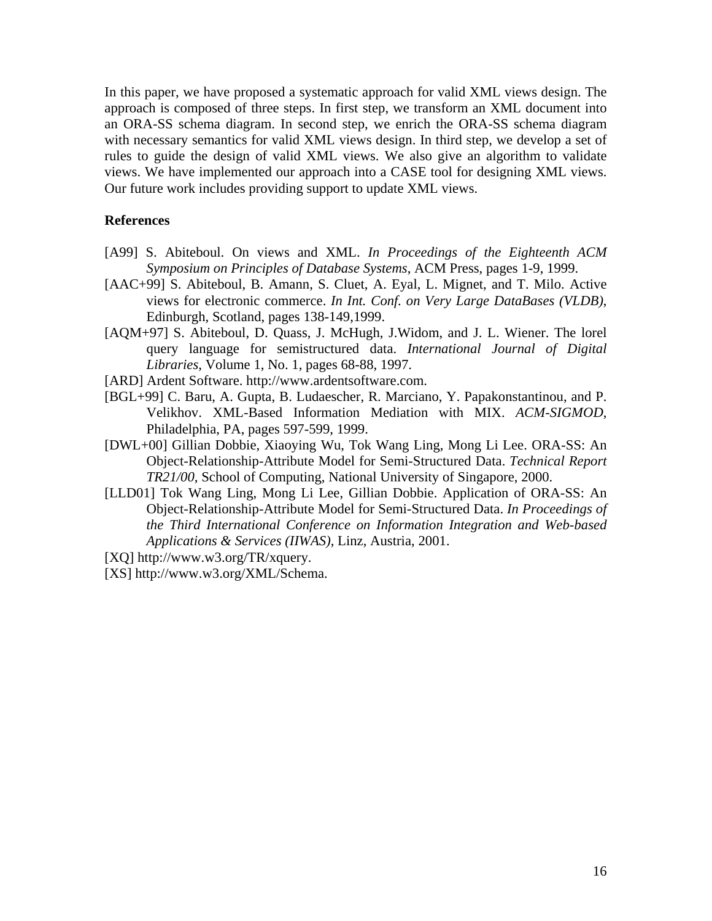In this paper, we have proposed a systematic approach for valid XML views design. The approach is composed of three steps. In first step, we transform an XML document into an ORA-SS schema diagram. In second step, we enrich the ORA-SS schema diagram with necessary semantics for valid XML views design. In third step, we develop a set of rules to guide the design of valid XML views. We also give an algorithm to validate views. We have implemented our approach into a CASE tool for designing XML views. Our future work includes providing support to update XML views.

**References**

[A99] S. Abiteboul. On views and XML. *In Proceedings of the Eighteenth ACM Symposium on Principles of Database Systems*, ACM Press, pages 1-9, 1999.

[AAC+99] S. Abiteboul, B. Amann, S. Cluet, A. Eyal, L. Mignet, and T. Milo. Active views for electronic commerce. *In Int. Conf. on Very Large DataBases (VLDB)*, Edinburgh, Scotland, pages 138-149,1999.

[AQM+97] S. Abiteboul, D. Quass, J. McHugh, J.Widom, and J. L. Wiener. The lorel query language for semistructured data. *International Journal of Digital Libraries*, Volume 1, No. 1, pages 68-88, 1997.

[ARD] Ardent Software. http://www.ardentsoftware.com.

[BGL+99] C. Baru, A. Gupta, B. Ludaescher, R. Marciano, Y. Papakonstantinou, and P. Velikhov. XML-Based Information Mediation with MIX. *ACM-SIGMOD*, Philadelphia, PA, pages 597-599, 1999.

[DWL+00] Gillian Dobbie, Xiaoying Wu, Tok Wang Ling, Mong Li Lee. ORA-SS: An Object-Relationship-Attribute Model for Semi-Structured Data. *Technical Report TR21/00*, School of Computing, National University of Singapore, 2000.

[LLD01] Tok Wang Ling, Mong Li Lee, Gillian Dobbie. Application of ORA-SS: An Object-Relationship-Attribute Model for Semi-Structured Data. *In Proceedings of the Third International Conference on Information Integration and Web-based Applications & Services (IIWAS)*, Linz, Austria, 2001.

[XQ] http://www.w3.org/TR/xquery.

[XS] http://www.w3.org/XML/Schema.